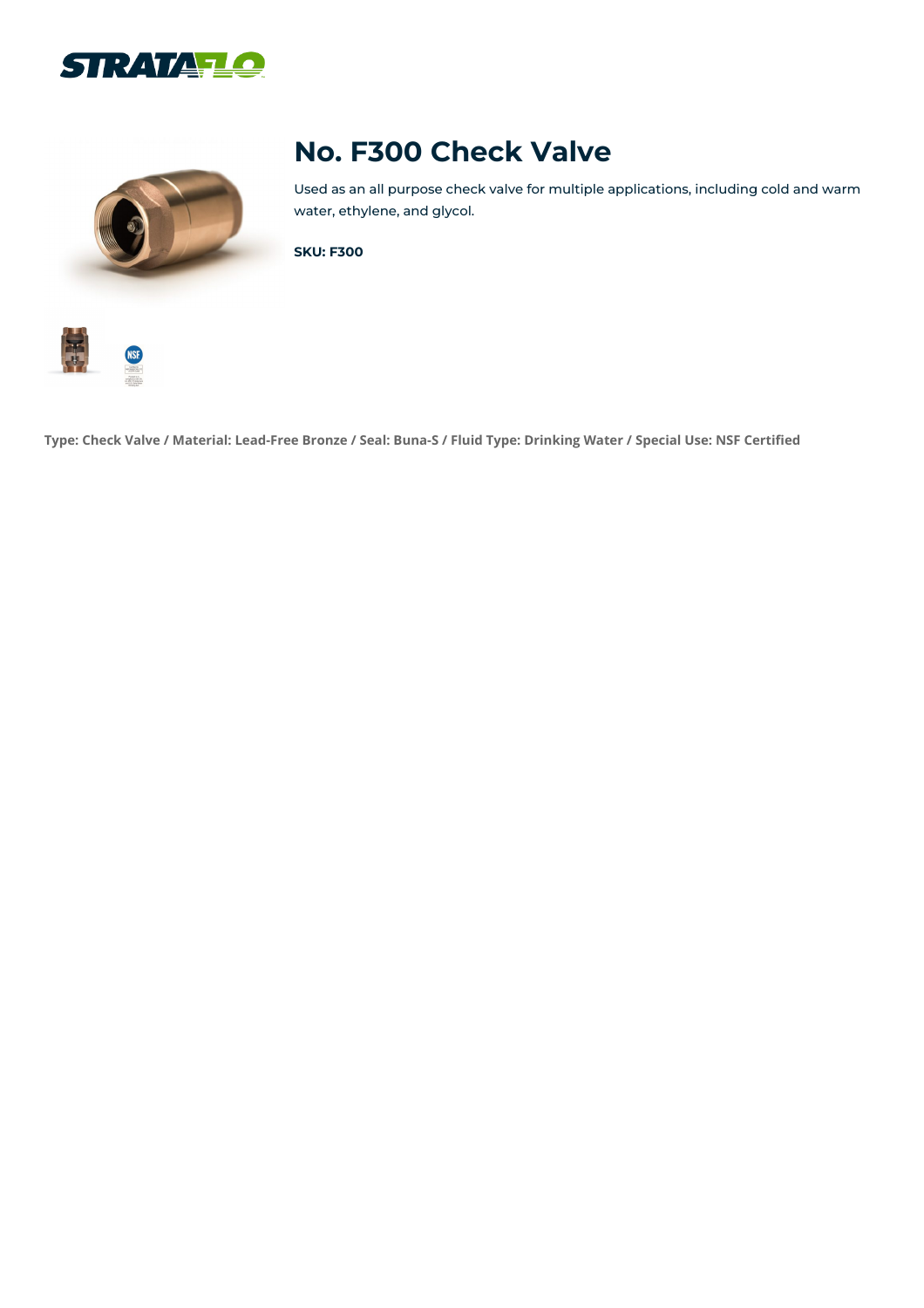# No. F300 Check Valve

Used as an all purpose check valve for multiple applications, including cold and warm water, ethylene, and glycol.

**SKU: F300**

**Type: Check Valve / Material: Lead-Free Bronze / Seal: Buna-S / Fluid Type: Drinking Water / Special Use: NSF Certified**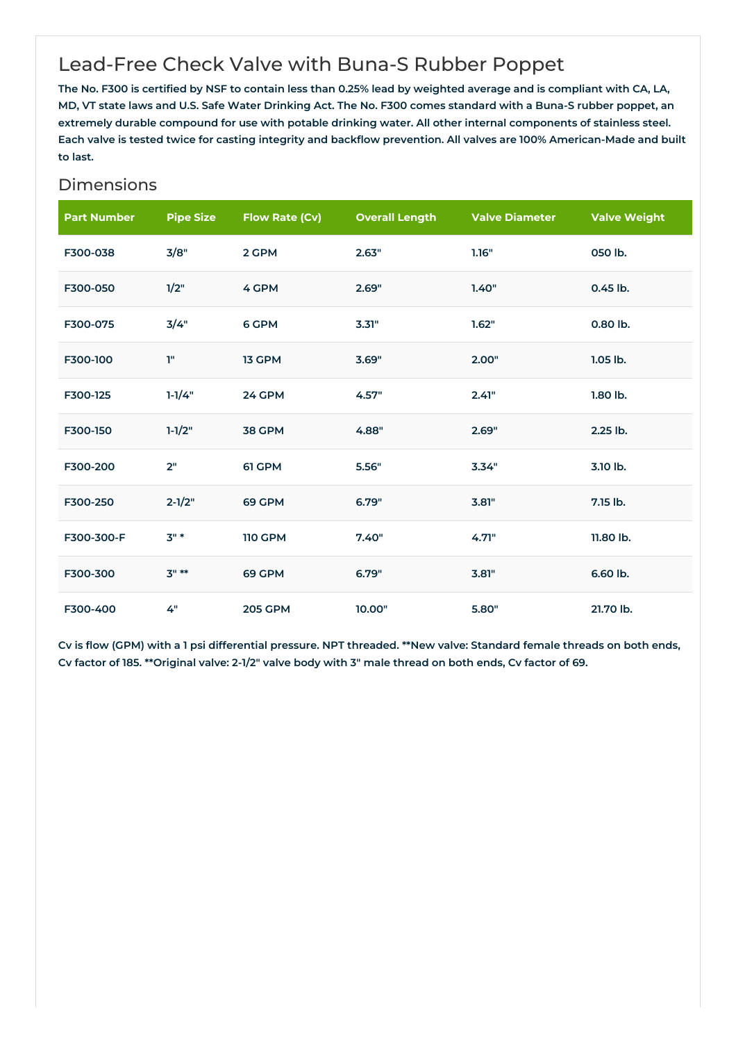# Lead-Free Check Valve with Buna-S Rubber Poppet

**The No. F300 is certified by NSF to contain less than 0.25% lead by weighted average and is compliant with CA, LA, MD, VT state laws and U.S. Safe Water Drinking Act. The No. F300 comes standard with a Buna-S rubber poppet, an extremely durable compound for use with potable drinking water. All other internal components of stainless steel. Each valve is tested twice for casting integrity and backflow prevention. All valves are 100% American-Made and built to last.**

## Dimensions

| Part Number | Pipe Size | Flow Rate (Cv) | Overall Length | Valve Diameter | Valve Weight |
|---|---|---|---|---|---|
| F300-038 | 3/8" | 2 GPM | 2.63" | 1.16" | 050 lb. |
| F300-050 | 1/2" | 4 GPM | 2.69" | 1.40" | 0.45 lb. |
| F300-075 | 3/4" | 6 GPM | 3.31" | 1.62" | 0.80 lb. |
| F300-100 | 1" | 13 GPM | 3.69" | 2.00" | 1.05 lb. |
| F300-125 | 1-1/4" | 24 GPM | 4.57" | 2.41" | 1.80 lb. |
| F300-150 | 1-1/2" | 38 GPM | 4.88" | 2.69" | 2.25 lb. |
| F300-200 | 2" | 61 GPM | 5.56" | 3.34" | 3.10 lb. |
| F300-250 | 2-1/2" | 69 GPM | 6.79" | 3.81" | 7.15 lb. |
| F300-300-F | 3" * | 110 GPM | 7.40" | 4.71" | 11.80 lb. |
| F300-300 | 3" ** | 69 GPM | 6.79" | 3.81" | 6.60 lb. |
| F300-400 | 4" | 205 GPM | 10.00" | 5.80" | 21.70 lb. |

**Cv is flow (GPM) with a 1 psi differential pressure. NPT threaded. **New valve: Standard female threads on both ends, Cv factor of 185. **Original valve: 2-1/2" valve body with 3" male thread on both ends, Cv factor of 69.**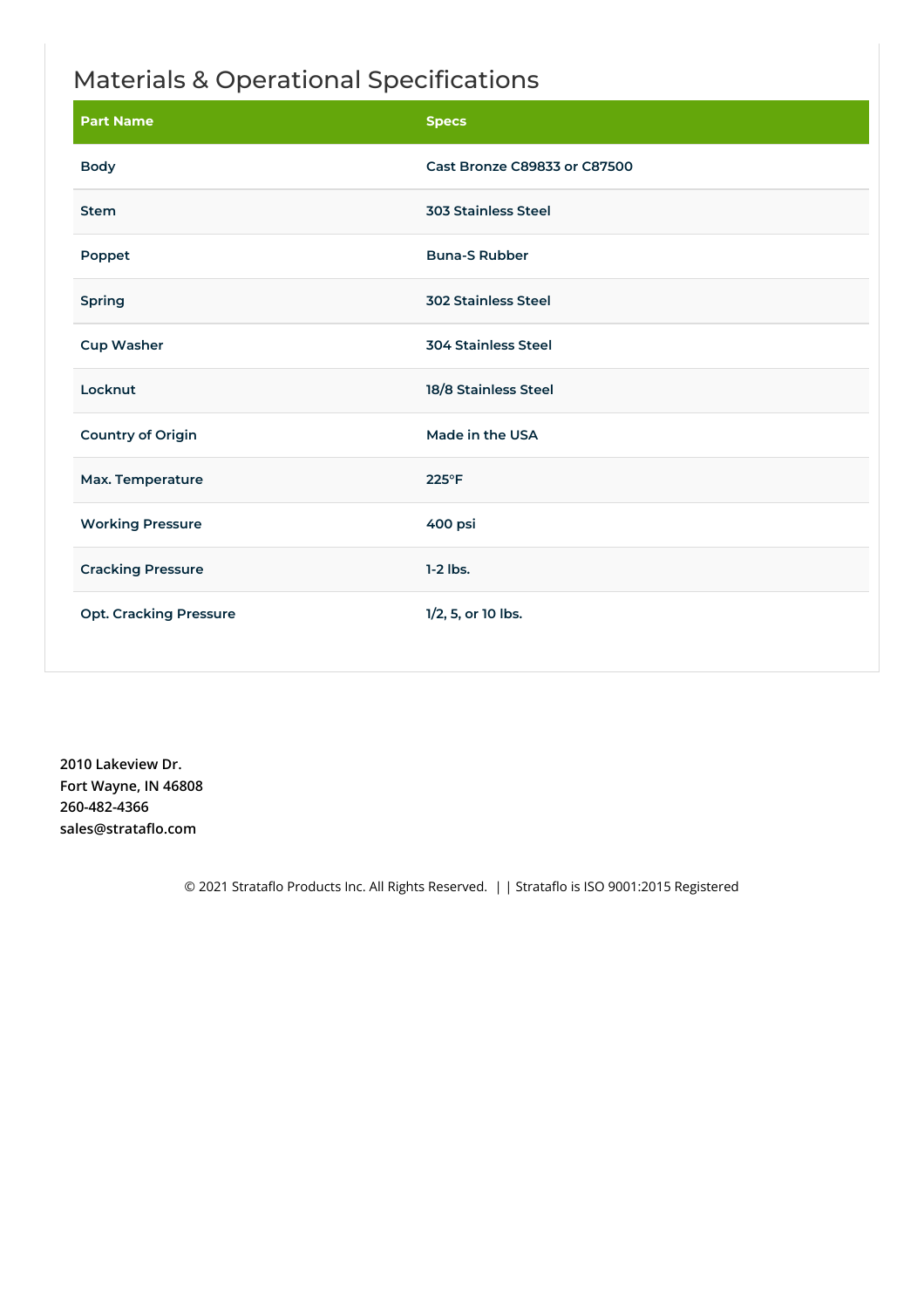## Materials & Operational Specifications

| Part Name | Specs |
|---|---|
| Body | Cast Bronze C89833 or C87500 |
| Stem | 303 Stainless Steel |
| Poppet | Buna-S Rubber |
| Spring | 302 Stainless Steel |
| Cup Washer | 304 Stainless Steel |
| Locknut | 18/8 Stainless Steel |
| Country of Origin | Made in the USA |
| Max. Temperature | 225°F |
| Working Pressure | 400 psi |
| Cracking Pressure | 1-2 lbs. |
| Opt. Cracking Pressure | 1/2, 5, or 10 lbs. |

**2010 Lakeview Dr.**
**Fort Wayne, IN 46808**
**260-482-4366**
**sales@strataflo.com**

© 2021 Strataflo Products Inc. All Rights Reserved. | | Strataflo is ISO 9001:2015 Registered